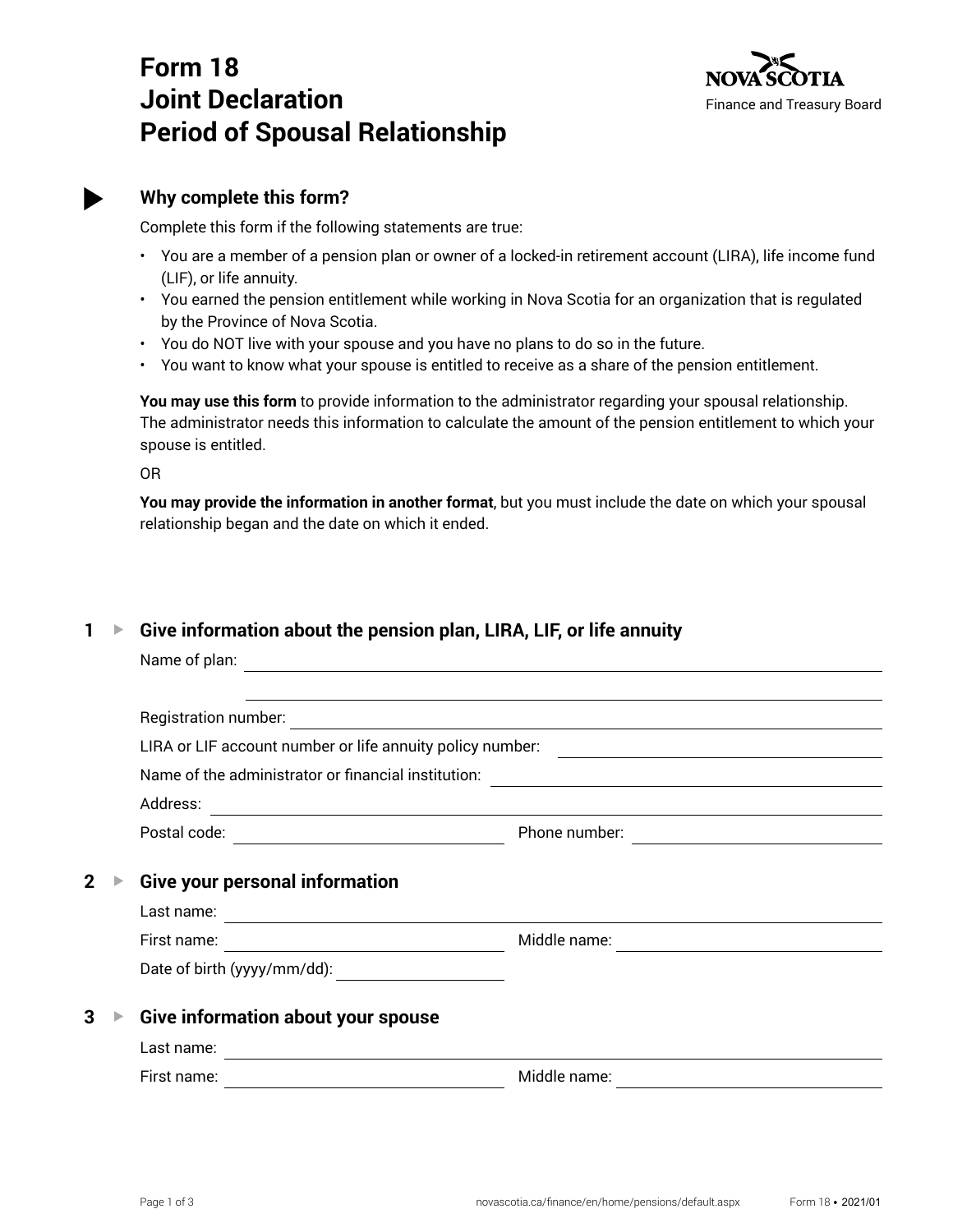# Form 18
# Joint Declaration
# Period of Spousal Relationship

NOVA SCOTIA
Finance and Treasury Board

## Why complete this form?

Complete this form if the following statements are true:

- You are a member of a pension plan or owner of a locked-in retirement account (LIRA), life income fund (LIF), or life annuity.
- You earned the pension entitlement while working in Nova Scotia for an organization that is regulated by the Province of Nova Scotia.
- You do NOT live with your spouse and you have no plans to do so in the future.
- You want to know what your spouse is entitled to receive as a share of the pension entitlement.

**You may use this form** to provide information to the administrator regarding your spousal relationship. The administrator needs this information to calculate the amount of the pension entitlement to which your spouse is entitled.

OR

**You may provide the information in another format**, but you must include the date on which your spousal relationship began and the date on which it ended.

## 1 Give information about the pension plan, LIRA, LIF, or life annuity

Name of plan: ______________________________

______________________________

Registration number: ______________________________

LIRA or LIF account number or life annuity policy number: ______________________________

Name of the administrator or financial institution: ______________________________

Address: ______________________________

Postal code: ______________ Phone number: ______________

## 2 Give your personal information

Last name: ______________________________

First name: ______________ Middle name: ______________

Date of birth (yyyy/mm/dd): ______________

## 3 Give information about your spouse

Last name: ______________________________

First name: ______________ Middle name: ______________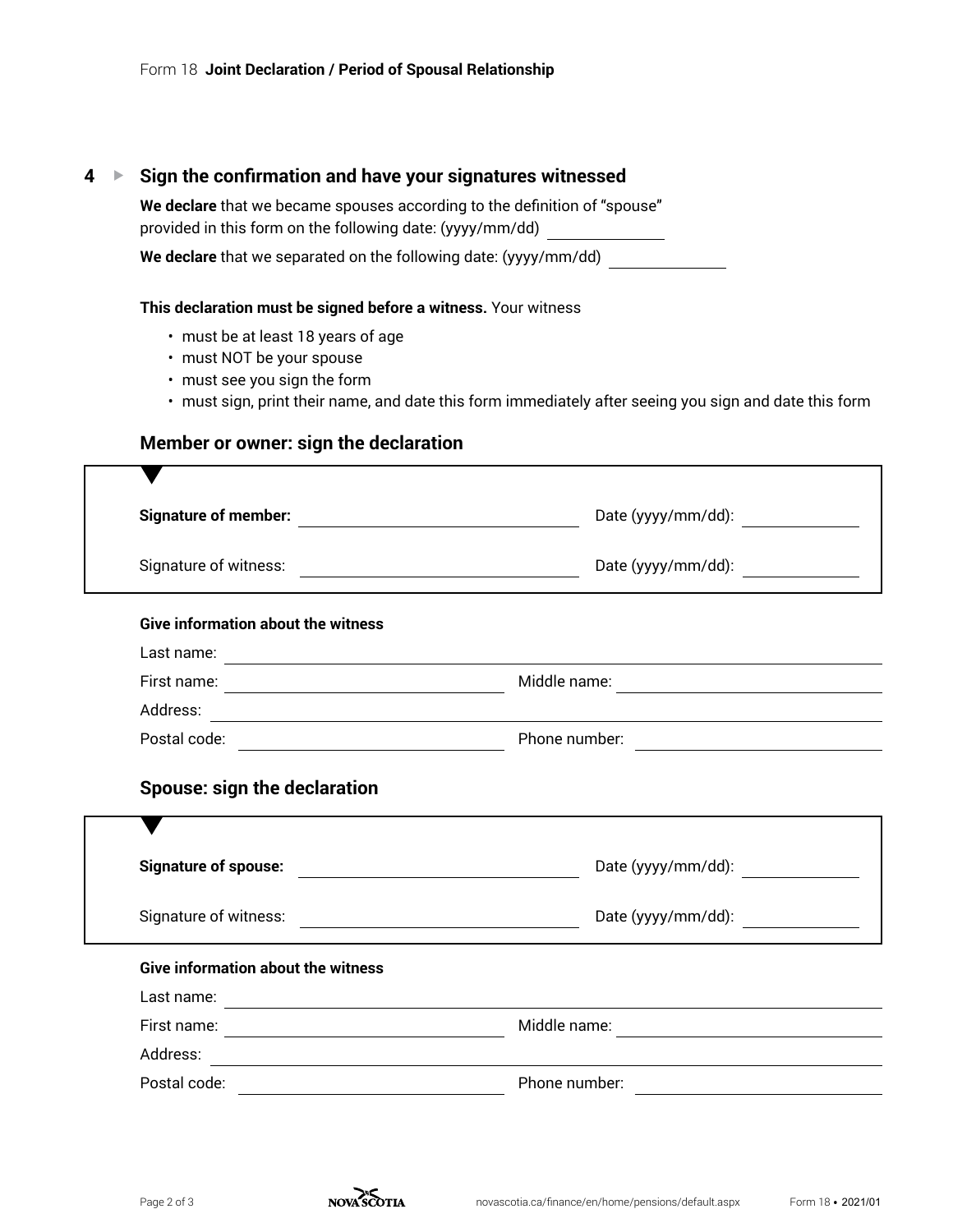## 4 ▸ Sign the confirmation and have your signatures witnessed

**We declare** that we became spouses according to the definition of "spouse" provided in this form on the following date: (yyyy/mm/dd) ____________

**We declare** that we separated on the following date: (yyyy/mm/dd) ____________

**This declaration must be signed before a witness.** Your witness

- must be at least 18 years of age
- must NOT be your spouse
- must see you sign the form
- must sign, print their name, and date this form immediately after seeing you sign and date this form

### Member or owner: sign the declaration

**Signature of member:** ______________________ Date (yyyy/mm/dd): ____________

Signature of witness: ______________________ Date (yyyy/mm/dd): ____________

**Give information about the witness**

Last name: ______________________

First name: ______________________ Middle name: ______________________

Address: ______________________

Postal code: ______________________ Phone number: ______________________

### Spouse: sign the declaration

**Signature of spouse:** ______________________ Date (yyyy/mm/dd): ____________

Signature of witness: ______________________ Date (yyyy/mm/dd): ____________

**Give information about the witness**

Last name: ______________________

First name: ______________________ Middle name: ______________________

Address: ______________________

Postal code: ______________________ Phone number: ______________________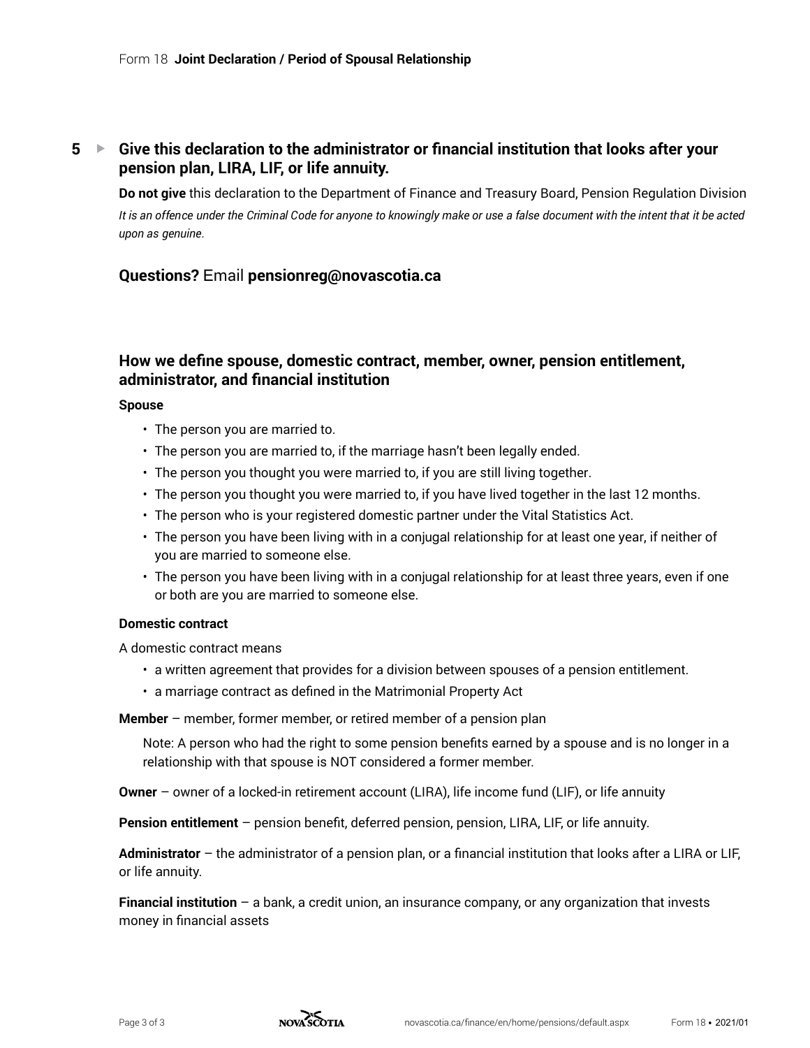## 5 ▶ Give this declaration to the administrator or financial institution that looks after your pension plan, LIRA, LIF, or life annuity.

**Do not give** this declaration to the Department of Finance and Treasury Board, Pension Regulation Division

*It is an offence under the Criminal Code for anyone to knowingly make or use a false document with the intent that it be acted upon as genuine.*

### **Questions?** Email **pensionreg@novascotia.ca**

### How we define spouse, domestic contract, member, owner, pension entitlement, administrator, and financial institution

**Spouse**

- The person you are married to.
- The person you are married to, if the marriage hasn't been legally ended.
- The person you thought you were married to, if you are still living together.
- The person you thought you were married to, if you have lived together in the last 12 months.
- The person who is your registered domestic partner under the Vital Statistics Act.
- The person you have been living with in a conjugal relationship for at least one year, if neither of you are married to someone else.
- The person you have been living with in a conjugal relationship for at least three years, even if one or both are you are married to someone else.

**Domestic contract**

A domestic contract means

- a written agreement that provides for a division between spouses of a pension entitlement.
- a marriage contract as defined in the Matrimonial Property Act

**Member** – member, former member, or retired member of a pension plan

Note: A person who had the right to some pension benefits earned by a spouse and is no longer in a relationship with that spouse is NOT considered a former member.

**Owner** – owner of a locked-in retirement account (LIRA), life income fund (LIF), or life annuity

**Pension entitlement** – pension benefit, deferred pension, pension, LIRA, LIF, or life annuity.

**Administrator** – the administrator of a pension plan, or a financial institution that looks after a LIRA or LIF, or life annuity.

**Financial institution** – a bank, a credit union, an insurance company, or any organization that invests money in financial assets